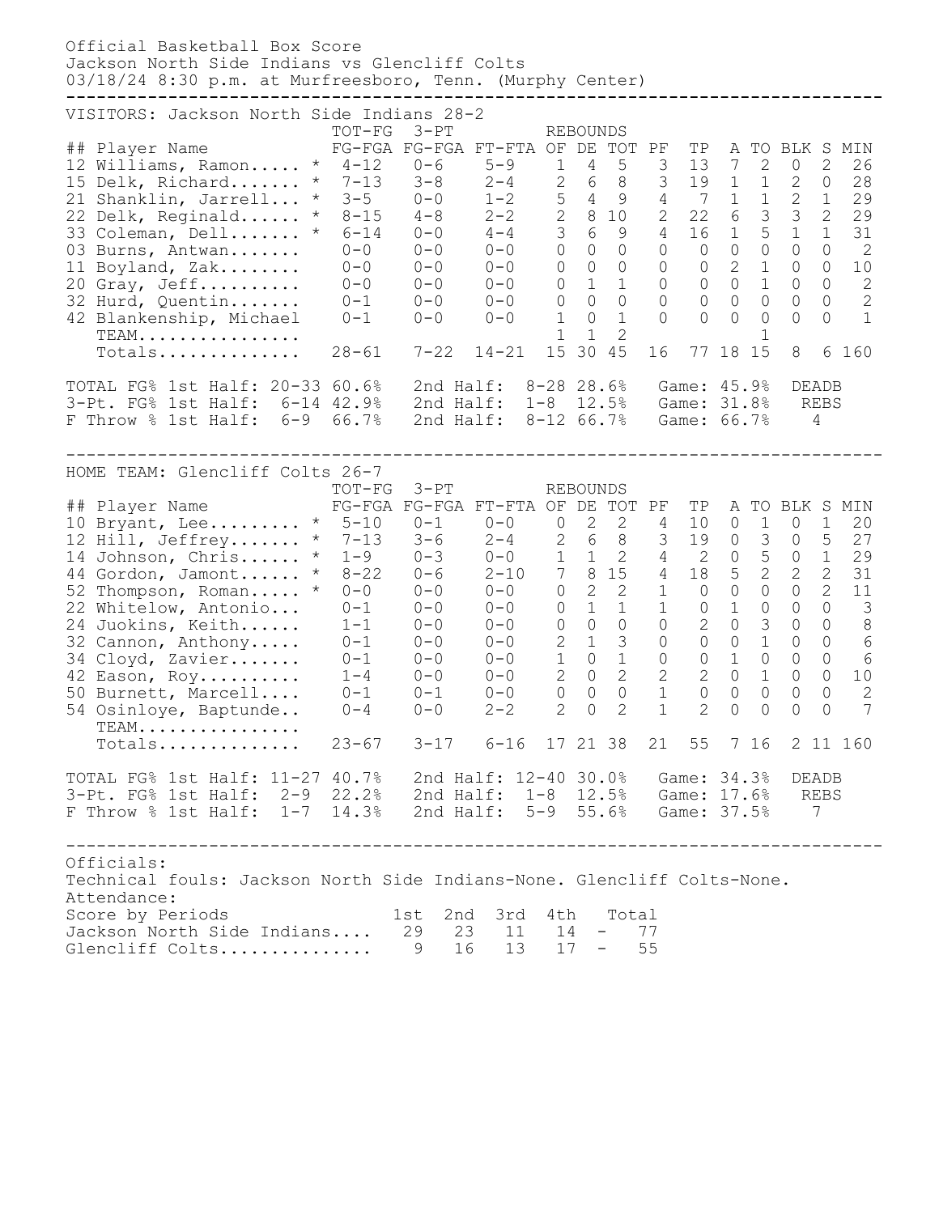Official Basketball Box Score
Jackson North Side Indians vs Glencliff Colts
03/18/24 8:30 p.m. at Murfreesboro, Tenn. (Murphy Center)

VISITORS: Jackson North Side Indians 28-2

| ## | Player Name | | TOT-FG FG-FGA | 3-PT FG-FGA | FT-FTA | REBOUNDS OF | DE | TOT | PF | TP | A | TO | BLK | S | MIN |
|---|---|---|---|---|---|---|---|---|---|---|---|---|---|---|---|
| 12 | Williams, Ramon..... | * | 4-12 | 0-6 | 5-9 | 1 | 4 | 5 | 3 | 13 | 7 | 2 | 0 | 2 | 26 |
| 15 | Delk, Richard....... | * | 7-13 | 3-8 | 2-4 | 2 | 6 | 8 | 3 | 19 | 1 | 1 | 2 | 0 | 28 |
| 21 | Shanklin, Jarrell... | * | 3-5 | 0-0 | 1-2 | 5 | 4 | 9 | 4 | 7 | 1 | 1 | 2 | 1 | 29 |
| 22 | Delk, Reginald...... | * | 8-15 | 4-8 | 2-2 | 2 | 8 | 10 | 2 | 22 | 6 | 3 | 3 | 2 | 29 |
| 33 | Coleman, Dell....... | * | 6-14 | 0-0 | 4-4 | 3 | 6 | 9 | 4 | 16 | 1 | 5 | 1 | 1 | 31 |
| 03 | Burns, Antwan....... | | 0-0 | 0-0 | 0-0 | 0 | 0 | 0 | 0 | 0 | 0 | 0 | 0 | 0 | 2 |
| 11 | Boyland, Zak........ | | 0-0 | 0-0 | 0-0 | 0 | 0 | 0 | 0 | 0 | 2 | 1 | 0 | 0 | 10 |
| 20 | Gray, Jeff.......... | | 0-0 | 0-0 | 0-0 | 0 | 1 | 1 | 0 | 0 | 0 | 1 | 0 | 0 | 2 |
| 32 | Hurd, Quentin....... | | 0-1 | 0-0 | 0-0 | 0 | 0 | 0 | 0 | 0 | 0 | 0 | 0 | 0 | 2 |
| 42 | Blankenship, Michael | | 0-1 | 0-0 | 0-0 | 1 | 0 | 1 | 0 | 0 | 0 | 0 | 0 | 0 | 1 |
| | TEAM................ | | | | | 1 | 1 | 2 | | | | 1 | | | |
| | Totals.............. | | 28-61 | 7-22 | 14-21 | 15 | 30 | 45 | 16 | 77 | 18 | 15 | 8 | 6 | 160 |

TOTAL FG% 1st Half: 20-33 60.6% 2nd Half: 8-28 28.6% Game: 45.9% DEADB
3-Pt. FG% 1st Half: 6-14 42.9% 2nd Half: 1-8 12.5% Game: 31.8% REBS
F Throw % 1st Half: 6-9 66.7% 2nd Half: 8-12 66.7% Game: 66.7% 4

HOME TEAM: Glencliff Colts 26-7

| ## | Player Name | | TOT-FG FG-FGA | 3-PT FG-FGA | FT-FTA | REBOUNDS OF | DE | TOT | PF | TP | A | TO | BLK | S | MIN |
|---|---|---|---|---|---|---|---|---|---|---|---|---|---|---|---|
| 10 | Bryant, Lee......... | * | 5-10 | 0-1 | 0-0 | 0 | 2 | 2 | 4 | 10 | 0 | 1 | 0 | 1 | 20 |
| 12 | Hill, Jeffrey....... | * | 7-13 | 3-6 | 2-4 | 2 | 6 | 8 | 3 | 19 | 0 | 3 | 0 | 5 | 27 |
| 14 | Johnson, Chris...... | * | 1-9 | 0-3 | 0-0 | 1 | 1 | 2 | 4 | 2 | 0 | 5 | 0 | 1 | 29 |
| 44 | Gordon, Jamont...... | * | 8-22 | 0-6 | 2-10 | 7 | 8 | 15 | 4 | 18 | 5 | 2 | 2 | 2 | 31 |
| 52 | Thompson, Roman..... | * | 0-0 | 0-0 | 0-0 | 0 | 2 | 2 | 1 | 0 | 0 | 0 | 0 | 2 | 11 |
| 22 | Whitelow, Antonio... | | 0-1 | 0-0 | 0-0 | 0 | 1 | 1 | 1 | 0 | 1 | 0 | 0 | 0 | 3 |
| 24 | Juokins, Keith...... | | 1-1 | 0-0 | 0-0 | 0 | 0 | 0 | 0 | 2 | 0 | 3 | 0 | 0 | 8 |
| 32 | Cannon, Anthony..... | | 0-1 | 0-0 | 0-0 | 2 | 1 | 3 | 0 | 0 | 0 | 1 | 0 | 0 | 6 |
| 34 | Cloyd, Zavier....... | | 0-1 | 0-0 | 0-0 | 1 | 0 | 1 | 0 | 0 | 1 | 0 | 0 | 0 | 6 |
| 42 | Eason, Roy.......... | | 1-4 | 0-0 | 0-0 | 2 | 0 | 2 | 2 | 2 | 0 | 1 | 0 | 0 | 10 |
| 50 | Burnett, Marcell.... | | 0-1 | 0-1 | 0-0 | 0 | 0 | 0 | 1 | 0 | 0 | 0 | 0 | 0 | 2 |
| 54 | Osinloye, Baptunde.. | | 0-4 | 0-0 | 2-2 | 2 | 0 | 2 | 1 | 2 | 0 | 0 | 0 | 0 | 7 |
| | TEAM................ | | | | | | | | | | | | | | |
| | Totals.............. | | 23-67 | 3-17 | 6-16 | 17 | 21 | 38 | 21 | 55 | 7 | 16 | 2 | 11 | 160 |

TOTAL FG% 1st Half: 11-27 40.7% 2nd Half: 12-40 30.0% Game: 34.3% DEADB
3-Pt. FG% 1st Half: 2-9 22.2% 2nd Half: 1-8 12.5% Game: 17.6% REBS
F Throw % 1st Half: 1-7 14.3% 2nd Half: 5-9 55.6% Game: 37.5% 7

Officials:
Technical fouls: Jackson North Side Indians-None. Glencliff Colts-None.
Attendance:

| Score by Periods | 1st | 2nd | 3rd | 4th | Total |
|---|---|---|---|---|---|
| Jackson North Side Indians.... | 29 | 23 | 11 | 14 | 77 |
| Glencliff Colts.............. | 9 | 16 | 13 | 17 | 55 |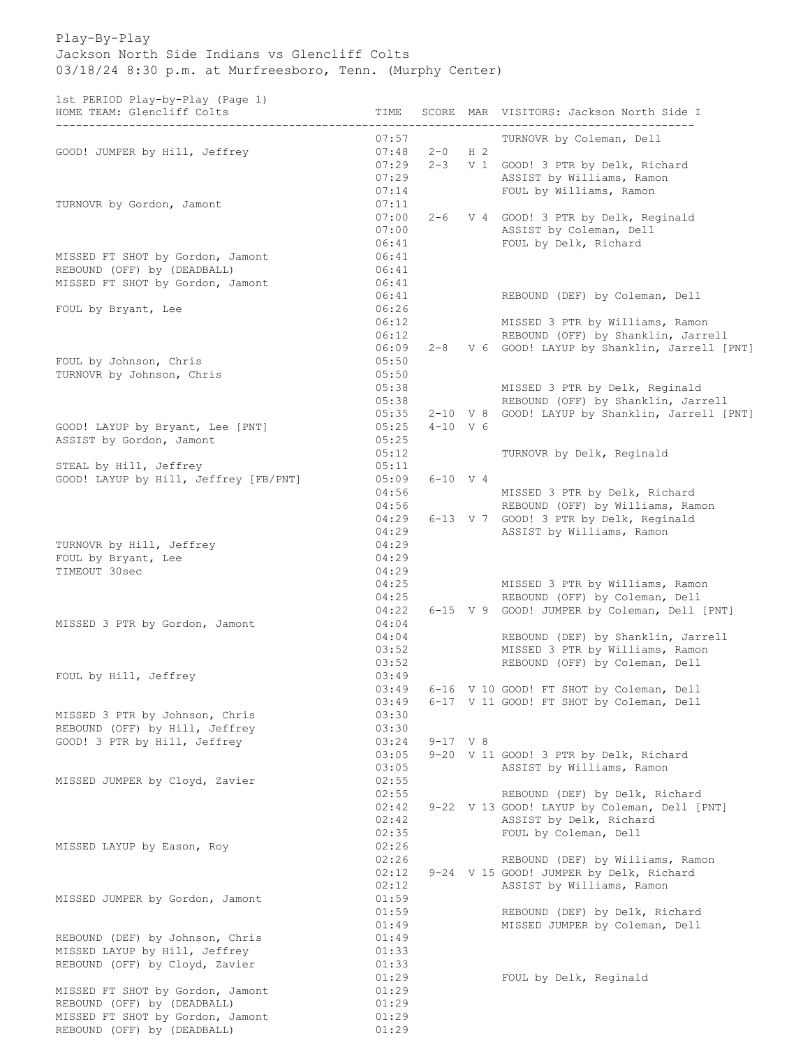Play-By-Play

Jackson North Side Indians vs Glencliff Colts

03/18/24 8:30 p.m. at Murfreesboro, Tenn. (Murphy Center)

1st PERIOD Play-by-Play (Page 1)

| HOME TEAM: Glencliff Colts | TIME | SCORE | MAR | VISITORS: Jackson North Side I |
|---|---|---|---|---|
| | 07:57 | | | TURNOVR by Coleman, Dell |
| GOOD! JUMPER by Hill, Jeffrey | 07:48 | 2-0 | H 2 | |
| | 07:29 | 2-3 | V 1 | GOOD! 3 PTR by Delk, Richard |
| | 07:29 | | | ASSIST by Williams, Ramon |
| | 07:14 | | | FOUL by Williams, Ramon |
| TURNOVR by Gordon, Jamont | 07:11 | | | |
| | 07:00 | 2-6 | V 4 | GOOD! 3 PTR by Delk, Reginald |
| | 07:00 | | | ASSIST by Coleman, Dell |
| | 06:41 | | | FOUL by Delk, Richard |
| MISSED FT SHOT by Gordon, Jamont | 06:41 | | | |
| REBOUND (OFF) by (DEADBALL) | 06:41 | | | |
| MISSED FT SHOT by Gordon, Jamont | 06:41 | | | |
| | 06:41 | | | REBOUND (DEF) by Coleman, Dell |
| FOUL by Bryant, Lee | 06:26 | | | |
| | 06:12 | | | MISSED 3 PTR by Williams, Ramon |
| | 06:12 | | | REBOUND (OFF) by Shanklin, Jarrell |
| | 06:09 | 2-8 | V 6 | GOOD! LAYUP by Shanklin, Jarrell [PNT] |
| FOUL by Johnson, Chris | 05:50 | | | |
| TURNOVR by Johnson, Chris | 05:50 | | | |
| | 05:38 | | | MISSED 3 PTR by Delk, Reginald |
| | 05:38 | | | REBOUND (OFF) by Shanklin, Jarrell |
| | 05:35 | 2-10 | V 8 | GOOD! LAYUP by Shanklin, Jarrell [PNT] |
| GOOD! LAYUP by Bryant, Lee [PNT] | 05:25 | 4-10 | V 6 | |
| ASSIST by Gordon, Jamont | 05:25 | | | |
| | 05:12 | | | TURNOVR by Delk, Reginald |
| STEAL by Hill, Jeffrey | 05:11 | | | |
| GOOD! LAYUP by Hill, Jeffrey [FB/PNT] | 05:09 | 6-10 | V 4 | |
| | 04:56 | | | MISSED 3 PTR by Delk, Richard |
| | 04:56 | | | REBOUND (OFF) by Williams, Ramon |
| | 04:29 | 6-13 | V 7 | GOOD! 3 PTR by Delk, Reginald |
| | 04:29 | | | ASSIST by Williams, Ramon |
| TURNOVR by Hill, Jeffrey | 04:29 | | | |
| FOUL by Bryant, Lee | 04:29 | | | |
| TIMEOUT 30sec | 04:29 | | | |
| | 04:25 | | | MISSED 3 PTR by Williams, Ramon |
| | 04:25 | | | REBOUND (OFF) by Coleman, Dell |
| | 04:22 | 6-15 | V 9 | GOOD! JUMPER by Coleman, Dell [PNT] |
| MISSED 3 PTR by Gordon, Jamont | 04:04 | | | |
| | 04:04 | | | REBOUND (DEF) by Shanklin, Jarrell |
| | 03:52 | | | MISSED 3 PTR by Williams, Ramon |
| | 03:52 | | | REBOUND (OFF) by Coleman, Dell |
| FOUL by Hill, Jeffrey | 03:49 | | | |
| | 03:49 | 6-16 | V 10 | GOOD! FT SHOT by Coleman, Dell |
| | 03:49 | 6-17 | V 11 | GOOD! FT SHOT by Coleman, Dell |
| MISSED 3 PTR by Johnson, Chris | 03:30 | | | |
| REBOUND (OFF) by Hill, Jeffrey | 03:30 | | | |
| GOOD! 3 PTR by Hill, Jeffrey | 03:24 | 9-17 | V 8 | |
| | 03:05 | 9-20 | V 11 | GOOD! 3 PTR by Delk, Richard |
| | 03:05 | | | ASSIST by Williams, Ramon |
| MISSED JUMPER by Cloyd, Zavier | 02:55 | | | |
| | 02:55 | | | REBOUND (DEF) by Delk, Richard |
| | 02:42 | 9-22 | V 13 | GOOD! LAYUP by Coleman, Dell [PNT] |
| | 02:42 | | | ASSIST by Delk, Richard |
| | 02:35 | | | FOUL by Coleman, Dell |
| MISSED LAYUP by Eason, Roy | 02:26 | | | |
| | 02:26 | | | REBOUND (DEF) by Williams, Ramon |
| | 02:12 | 9-24 | V 15 | GOOD! JUMPER by Delk, Richard |
| | 02:12 | | | ASSIST by Williams, Ramon |
| MISSED JUMPER by Gordon, Jamont | 01:59 | | | |
| | 01:59 | | | REBOUND (DEF) by Delk, Richard |
| | 01:49 | | | MISSED JUMPER by Coleman, Dell |
| REBOUND (DEF) by Johnson, Chris | 01:49 | | | |
| MISSED LAYUP by Hill, Jeffrey | 01:33 | | | |
| REBOUND (OFF) by Cloyd, Zavier | 01:33 | | | |
| | 01:29 | | | FOUL by Delk, Reginald |
| MISSED FT SHOT by Gordon, Jamont | 01:29 | | | |
| REBOUND (OFF) by (DEADBALL) | 01:29 | | | |
| MISSED FT SHOT by Gordon, Jamont | 01:29 | | | |
| REBOUND (OFF) by (DEADBALL) | 01:29 | | | |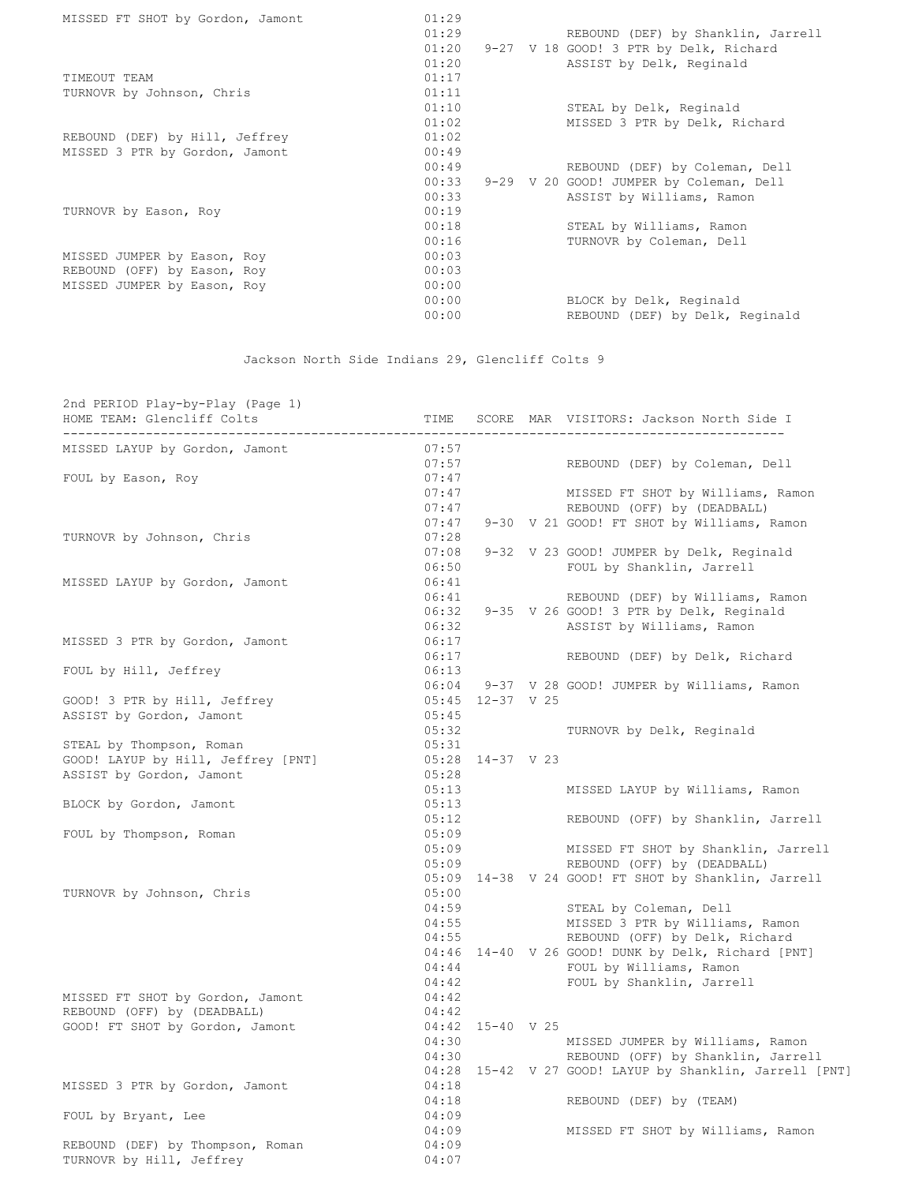| HOME | TIME | SCORE | MAR | VISITORS |
| --- | --- | --- | --- | --- |
| MISSED FT SHOT by Gordon, Jamont | 01:29 | | | |
| | 01:29 | | | REBOUND (DEF) by Shanklin, Jarrell |
| | 01:20 | 9-27 | V 18 | GOOD! 3 PTR by Delk, Richard |
| | 01:20 | | | ASSIST by Delk, Reginald |
| TIMEOUT TEAM | 01:17 | | | |
| TURNOVR by Johnson, Chris | 01:11 | | | |
| | 01:10 | | | STEAL by Delk, Reginald |
| | 01:02 | | | MISSED 3 PTR by Delk, Richard |
| REBOUND (DEF) by Hill, Jeffrey | 01:02 | | | |
| MISSED 3 PTR by Gordon, Jamont | 00:49 | | | |
| | 00:49 | | | REBOUND (DEF) by Coleman, Dell |
| | 00:33 | 9-29 | V 20 | GOOD! JUMPER by Coleman, Dell |
| | 00:33 | | | ASSIST by Williams, Ramon |
| TURNOVR by Eason, Roy | 00:19 | | | |
| | 00:18 | | | STEAL by Williams, Ramon |
| | 00:16 | | | TURNOVR by Coleman, Dell |
| MISSED JUMPER by Eason, Roy | 00:03 | | | |
| REBOUND (OFF) by Eason, Roy | 00:03 | | | |
| MISSED JUMPER by Eason, Roy | 00:00 | | | |
| | 00:00 | | | BLOCK by Delk, Reginald |
| | 00:00 | | | REBOUND (DEF) by Delk, Reginald |

Jackson North Side Indians 29, Glencliff Colts 9

2nd PERIOD Play-by-Play (Page 1)

| HOME TEAM: Glencliff Colts | TIME | SCORE | MAR | VISITORS: Jackson North Side I |
| --- | --- | --- | --- | --- |
| MISSED LAYUP by Gordon, Jamont | 07:57 | | | |
| | 07:57 | | | REBOUND (DEF) by Coleman, Dell |
| FOUL by Eason, Roy | 07:47 | | | |
| | 07:47 | | | MISSED FT SHOT by Williams, Ramon |
| | 07:47 | | | REBOUND (OFF) by (DEADBALL) |
| | 07:47 | 9-30 | V 21 | GOOD! FT SHOT by Williams, Ramon |
| TURNOVR by Johnson, Chris | 07:28 | | | |
| | 07:08 | 9-32 | V 23 | GOOD! JUMPER by Delk, Reginald |
| | 06:50 | | | FOUL by Shanklin, Jarrell |
| MISSED LAYUP by Gordon, Jamont | 06:41 | | | |
| | 06:41 | | | REBOUND (DEF) by Williams, Ramon |
| | 06:32 | 9-35 | V 26 | GOOD! 3 PTR by Delk, Reginald |
| | 06:32 | | | ASSIST by Williams, Ramon |
| MISSED 3 PTR by Gordon, Jamont | 06:17 | | | |
| | 06:17 | | | REBOUND (DEF) by Delk, Richard |
| FOUL by Hill, Jeffrey | 06:13 | | | |
| | 06:04 | 9-37 | V 28 | GOOD! JUMPER by Williams, Ramon |
| GOOD! 3 PTR by Hill, Jeffrey | 05:45 | 12-37 | V 25 | |
| ASSIST by Gordon, Jamont | 05:45 | | | |
| | 05:32 | | | TURNOVR by Delk, Reginald |
| STEAL by Thompson, Roman | 05:31 | | | |
| GOOD! LAYUP by Hill, Jeffrey [PNT] | 05:28 | 14-37 | V 23 | |
| ASSIST by Gordon, Jamont | 05:28 | | | |
| | 05:13 | | | MISSED LAYUP by Williams, Ramon |
| BLOCK by Gordon, Jamont | 05:13 | | | |
| | 05:12 | | | REBOUND (OFF) by Shanklin, Jarrell |
| FOUL by Thompson, Roman | 05:09 | | | |
| | 05:09 | | | MISSED FT SHOT by Shanklin, Jarrell |
| | 05:09 | | | REBOUND (OFF) by (DEADBALL) |
| | 05:09 | 14-38 | V 24 | GOOD! FT SHOT by Shanklin, Jarrell |
| TURNOVR by Johnson, Chris | 05:00 | | | |
| | 04:59 | | | STEAL by Coleman, Dell |
| | 04:55 | | | MISSED 3 PTR by Williams, Ramon |
| | 04:55 | | | REBOUND (OFF) by Delk, Richard |
| | 04:46 | 14-40 | V 26 | GOOD! DUNK by Delk, Richard [PNT] |
| | 04:44 | | | FOUL by Williams, Ramon |
| | 04:42 | | | FOUL by Shanklin, Jarrell |
| MISSED FT SHOT by Gordon, Jamont | 04:42 | | | |
| REBOUND (OFF) by (DEADBALL) | 04:42 | | | |
| GOOD! FT SHOT by Gordon, Jamont | 04:42 | 15-40 | V 25 | |
| | 04:30 | | | MISSED JUMPER by Williams, Ramon |
| | 04:30 | | | REBOUND (OFF) by Shanklin, Jarrell |
| | 04:28 | 15-42 | V 27 | GOOD! LAYUP by Shanklin, Jarrell [PNT] |
| MISSED 3 PTR by Gordon, Jamont | 04:18 | | | |
| | 04:18 | | | REBOUND (DEF) by (TEAM) |
| FOUL by Bryant, Lee | 04:09 | | | |
| | 04:09 | | | MISSED FT SHOT by Williams, Ramon |
| REBOUND (DEF) by Thompson, Roman | 04:09 | | | |
| TURNOVR by Hill, Jeffrey | 04:07 | | | |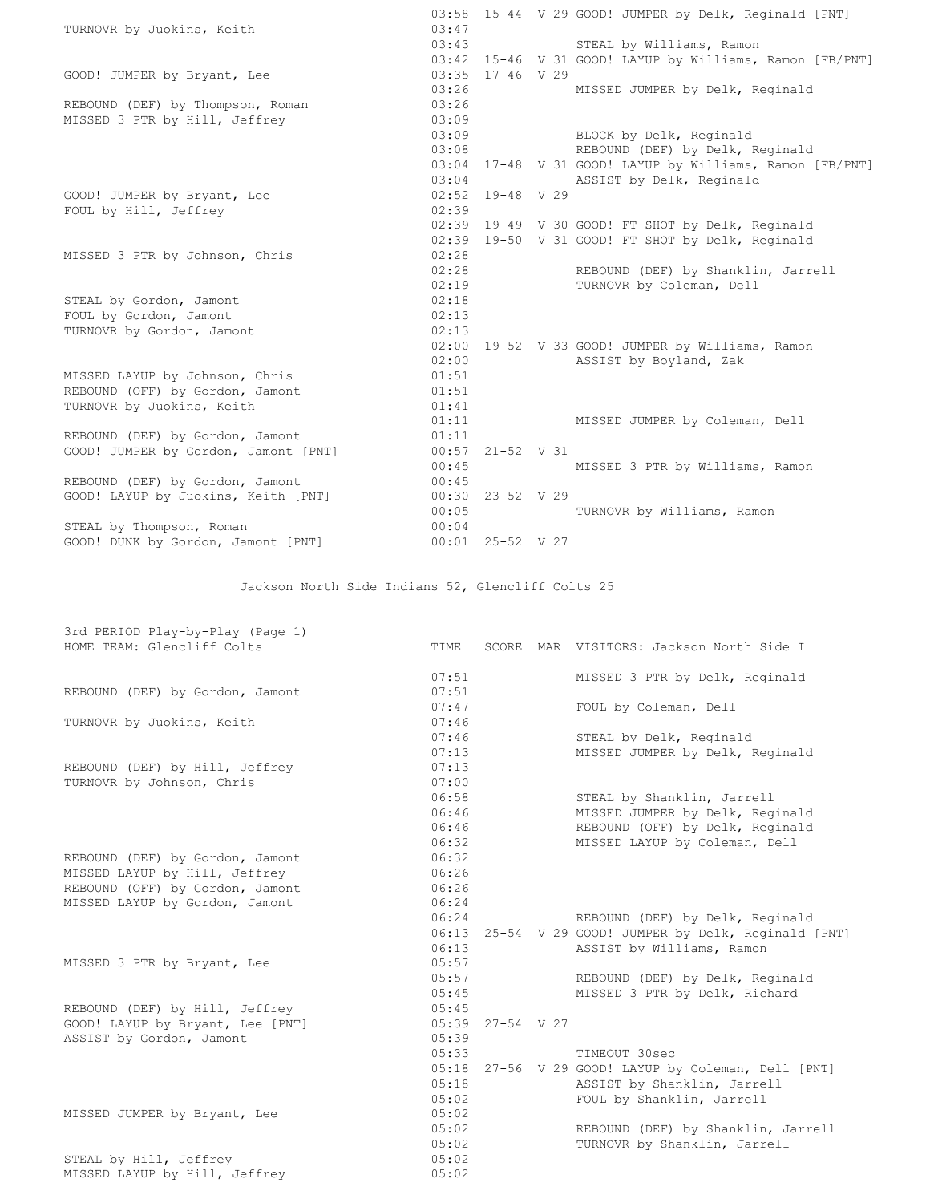| HOME TEAM: Glencliff Colts | TIME | SCORE | MAR | VISITORS: Jackson North Side I |
|---|---|---|---|---|
| | 03:58 | 15-44 | V 29 | GOOD! JUMPER by Delk, Reginald [PNT] |
| TURNOVR by Juokins, Keith | 03:47 | | | |
| | 03:43 | | | STEAL by Williams, Ramon |
| | 03:42 | 15-46 | V 31 | GOOD! LAYUP by Williams, Ramon [FB/PNT] |
| GOOD! JUMPER by Bryant, Lee | 03:35 | 17-46 | V 29 | |
| | 03:26 | | | MISSED JUMPER by Delk, Reginald |
| REBOUND (DEF) by Thompson, Roman | 03:26 | | | |
| MISSED 3 PTR by Hill, Jeffrey | 03:09 | | | |
| | 03:09 | | | BLOCK by Delk, Reginald |
| | 03:08 | | | REBOUND (DEF) by Delk, Reginald |
| | 03:04 | 17-48 | V 31 | GOOD! LAYUP by Williams, Ramon [FB/PNT] |
| | 03:04 | | | ASSIST by Delk, Reginald |
| GOOD! JUMPER by Bryant, Lee | 02:52 | 19-48 | V 29 | |
| FOUL by Hill, Jeffrey | 02:39 | | | |
| | 02:39 | 19-49 | V 30 | GOOD! FT SHOT by Delk, Reginald |
| | 02:39 | 19-50 | V 31 | GOOD! FT SHOT by Delk, Reginald |
| MISSED 3 PTR by Johnson, Chris | 02:28 | | | |
| | 02:28 | | | REBOUND (DEF) by Shanklin, Jarrell |
| | 02:19 | | | TURNOVR by Coleman, Dell |
| STEAL by Gordon, Jamont | 02:18 | | | |
| FOUL by Gordon, Jamont | 02:13 | | | |
| TURNOVR by Gordon, Jamont | 02:13 | | | |
| | 02:00 | 19-52 | V 33 | GOOD! JUMPER by Williams, Ramon |
| | 02:00 | | | ASSIST by Boyland, Zak |
| MISSED LAYUP by Johnson, Chris | 01:51 | | | |
| REBOUND (OFF) by Gordon, Jamont | 01:51 | | | |
| TURNOVR by Juokins, Keith | 01:41 | | | |
| | 01:11 | | | MISSED JUMPER by Coleman, Dell |
| REBOUND (DEF) by Gordon, Jamont | 01:11 | | | |
| GOOD! JUMPER by Gordon, Jamont [PNT] | 00:57 | 21-52 | V 31 | |
| | 00:45 | | | MISSED 3 PTR by Williams, Ramon |
| REBOUND (DEF) by Gordon, Jamont | 00:45 | | | |
| GOOD! LAYUP by Juokins, Keith [PNT] | 00:30 | 23-52 | V 29 | |
| | 00:05 | | | TURNOVR by Williams, Ramon |
| STEAL by Thompson, Roman | 00:04 | | | |
| GOOD! DUNK by Gordon, Jamont [PNT] | 00:01 | 25-52 | V 27 | |

Jackson North Side Indians 52, Glencliff Colts 25

## 3rd PERIOD Play-by-Play (Page 1)

| HOME TEAM: Glencliff Colts | TIME | SCORE | MAR | VISITORS: Jackson North Side I |
|---|---|---|---|---|
| | 07:51 | | | MISSED 3 PTR by Delk, Reginald |
| REBOUND (DEF) by Gordon, Jamont | 07:51 | | | |
| | 07:47 | | | FOUL by Coleman, Dell |
| TURNOVR by Juokins, Keith | 07:46 | | | |
| | 07:46 | | | STEAL by Delk, Reginald |
| | 07:13 | | | MISSED JUMPER by Delk, Reginald |
| REBOUND (DEF) by Hill, Jeffrey | 07:13 | | | |
| TURNOVR by Johnson, Chris | 07:00 | | | |
| | 06:58 | | | STEAL by Shanklin, Jarrell |
| | 06:46 | | | MISSED JUMPER by Delk, Reginald |
| | 06:46 | | | REBOUND (OFF) by Delk, Reginald |
| | 06:32 | | | MISSED LAYUP by Coleman, Dell |
| REBOUND (DEF) by Gordon, Jamont | 06:32 | | | |
| MISSED LAYUP by Hill, Jeffrey | 06:26 | | | |
| REBOUND (OFF) by Gordon, Jamont | 06:26 | | | |
| MISSED LAYUP by Gordon, Jamont | 06:24 | | | |
| | 06:24 | | | REBOUND (DEF) by Delk, Reginald |
| | 06:13 | 25-54 | V 29 | GOOD! JUMPER by Delk, Reginald [PNT] |
| | 06:13 | | | ASSIST by Williams, Ramon |
| MISSED 3 PTR by Bryant, Lee | 05:57 | | | |
| | 05:57 | | | REBOUND (DEF) by Delk, Reginald |
| | 05:45 | | | MISSED 3 PTR by Delk, Richard |
| REBOUND (DEF) by Hill, Jeffrey | 05:45 | | | |
| GOOD! LAYUP by Bryant, Lee [PNT] | 05:39 | 27-54 | V 27 | |
| ASSIST by Gordon, Jamont | 05:39 | | | |
| | 05:33 | | | TIMEOUT 30sec |
| | 05:18 | 27-56 | V 29 | GOOD! LAYUP by Coleman, Dell [PNT] |
| | 05:18 | | | ASSIST by Shanklin, Jarrell |
| | 05:02 | | | FOUL by Shanklin, Jarrell |
| MISSED JUMPER by Bryant, Lee | 05:02 | | | |
| | 05:02 | | | REBOUND (DEF) by Shanklin, Jarrell |
| | 05:02 | | | TURNOVR by Shanklin, Jarrell |
| STEAL by Hill, Jeffrey | 05:02 | | | |
| MISSED LAYUP by Hill, Jeffrey | 05:02 | | | |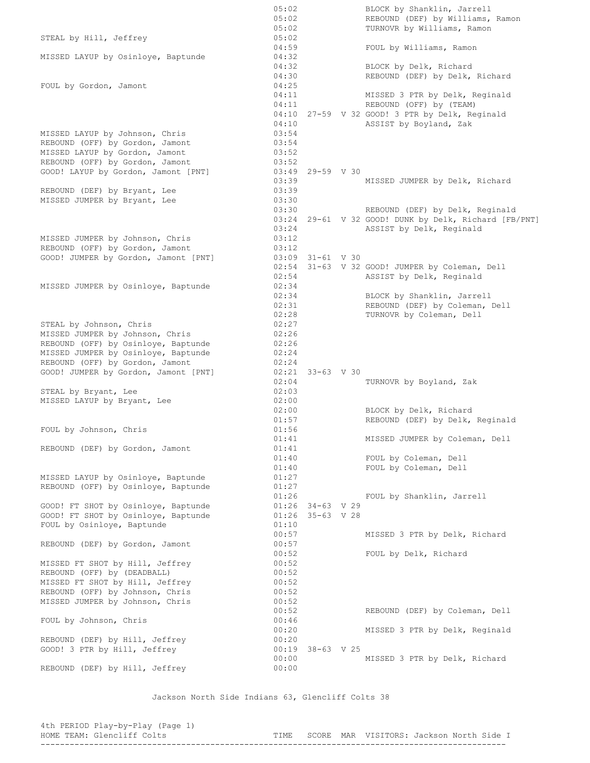| HOME TEAM: Glencliff Colts | TIME | SCORE | MAR | VISITORS: Jackson North Side I |
|---|---|---|---|---|
| | 05:02 | | | BLOCK by Shanklin, Jarrell |
| | 05:02 | | | REBOUND (DEF) by Williams, Ramon |
| | 05:02 | | | TURNOVR by Williams, Ramon |
| STEAL by Hill, Jeffrey | 05:02 | | | |
| | 04:59 | | | FOUL by Williams, Ramon |
| MISSED LAYUP by Osinloye, Baptunde | 04:32 | | | |
| | 04:32 | | | BLOCK by Delk, Richard |
| | 04:30 | | | REBOUND (DEF) by Delk, Richard |
| FOUL by Gordon, Jamont | 04:25 | | | |
| | 04:11 | | | MISSED 3 PTR by Delk, Reginald |
| | 04:11 | | | REBOUND (OFF) by (TEAM) |
| | 04:10 | 27-59 | V 32 | GOOD! 3 PTR by Delk, Reginald |
| | 04:10 | | | ASSIST by Boyland, Zak |
| MISSED LAYUP by Johnson, Chris | 03:54 | | | |
| REBOUND (OFF) by Gordon, Jamont | 03:54 | | | |
| MISSED LAYUP by Gordon, Jamont | 03:52 | | | |
| REBOUND (OFF) by Gordon, Jamont | 03:52 | | | |
| GOOD! LAYUP by Gordon, Jamont [PNT] | 03:49 | 29-59 | V 30 | |
| | 03:39 | | | MISSED JUMPER by Delk, Richard |
| REBOUND (DEF) by Bryant, Lee | 03:39 | | | |
| MISSED JUMPER by Bryant, Lee | 03:30 | | | |
| | 03:30 | | | REBOUND (DEF) by Delk, Reginald |
| | 03:24 | 29-61 | V 32 | GOOD! DUNK by Delk, Richard [FB/PNT] |
| | 03:24 | | | ASSIST by Delk, Reginald |
| MISSED JUMPER by Johnson, Chris | 03:12 | | | |
| REBOUND (OFF) by Gordon, Jamont | 03:12 | | | |
| GOOD! JUMPER by Gordon, Jamont [PNT] | 03:09 | 31-61 | V 30 | |
| | 02:54 | 31-63 | V 32 | GOOD! JUMPER by Coleman, Dell |
| | 02:54 | | | ASSIST by Delk, Reginald |
| MISSED JUMPER by Osinloye, Baptunde | 02:34 | | | |
| | 02:34 | | | BLOCK by Shanklin, Jarrell |
| | 02:31 | | | REBOUND (DEF) by Coleman, Dell |
| | 02:28 | | | TURNOVR by Coleman, Dell |
| STEAL by Johnson, Chris | 02:27 | | | |
| MISSED JUMPER by Johnson, Chris | 02:26 | | | |
| REBOUND (OFF) by Osinloye, Baptunde | 02:26 | | | |
| MISSED JUMPER by Osinloye, Baptunde | 02:24 | | | |
| REBOUND (OFF) by Gordon, Jamont | 02:24 | | | |
| GOOD! JUMPER by Gordon, Jamont [PNT] | 02:21 | 33-63 | V 30 | |
| | 02:04 | | | TURNOVR by Boyland, Zak |
| STEAL by Bryant, Lee | 02:03 | | | |
| MISSED LAYUP by Bryant, Lee | 02:00 | | | |
| | 02:00 | | | BLOCK by Delk, Richard |
| | 01:57 | | | REBOUND (DEF) by Delk, Reginald |
| FOUL by Johnson, Chris | 01:56 | | | |
| | 01:41 | | | MISSED JUMPER by Coleman, Dell |
| REBOUND (DEF) by Gordon, Jamont | 01:41 | | | |
| | 01:40 | | | FOUL by Coleman, Dell |
| | 01:40 | | | FOUL by Coleman, Dell |
| MISSED LAYUP by Osinloye, Baptunde | 01:27 | | | |
| REBOUND (OFF) by Osinloye, Baptunde | 01:27 | | | |
| | 01:26 | | | FOUL by Shanklin, Jarrell |
| GOOD! FT SHOT by Osinloye, Baptunde | 01:26 | 34-63 | V 29 | |
| GOOD! FT SHOT by Osinloye, Baptunde | 01:26 | 35-63 | V 28 | |
| FOUL by Osinloye, Baptunde | 01:10 | | | |
| | 00:57 | | | MISSED 3 PTR by Delk, Richard |
| REBOUND (DEF) by Gordon, Jamont | 00:57 | | | |
| | 00:52 | | | FOUL by Delk, Richard |
| MISSED FT SHOT by Hill, Jeffrey | 00:52 | | | |
| REBOUND (OFF) by (DEADBALL) | 00:52 | | | |
| MISSED FT SHOT by Hill, Jeffrey | 00:52 | | | |
| REBOUND (OFF) by Johnson, Chris | 00:52 | | | |
| MISSED JUMPER by Johnson, Chris | 00:52 | | | |
| | 00:52 | | | REBOUND (DEF) by Coleman, Dell |
| FOUL by Johnson, Chris | 00:46 | | | |
| | 00:20 | | | MISSED 3 PTR by Delk, Reginald |
| REBOUND (DEF) by Hill, Jeffrey | 00:20 | | | |
| GOOD! 3 PTR by Hill, Jeffrey | 00:19 | 38-63 | V 25 | |
| | 00:00 | | | MISSED 3 PTR by Delk, Richard |
| REBOUND (DEF) by Hill, Jeffrey | 00:00 | | | |

Jackson North Side Indians 63, Glencliff Colts 38

4th PERIOD Play-by-Play (Page 1)

HOME TEAM: Glencliff Colts TIME SCORE MAR VISITORS: Jackson North Side I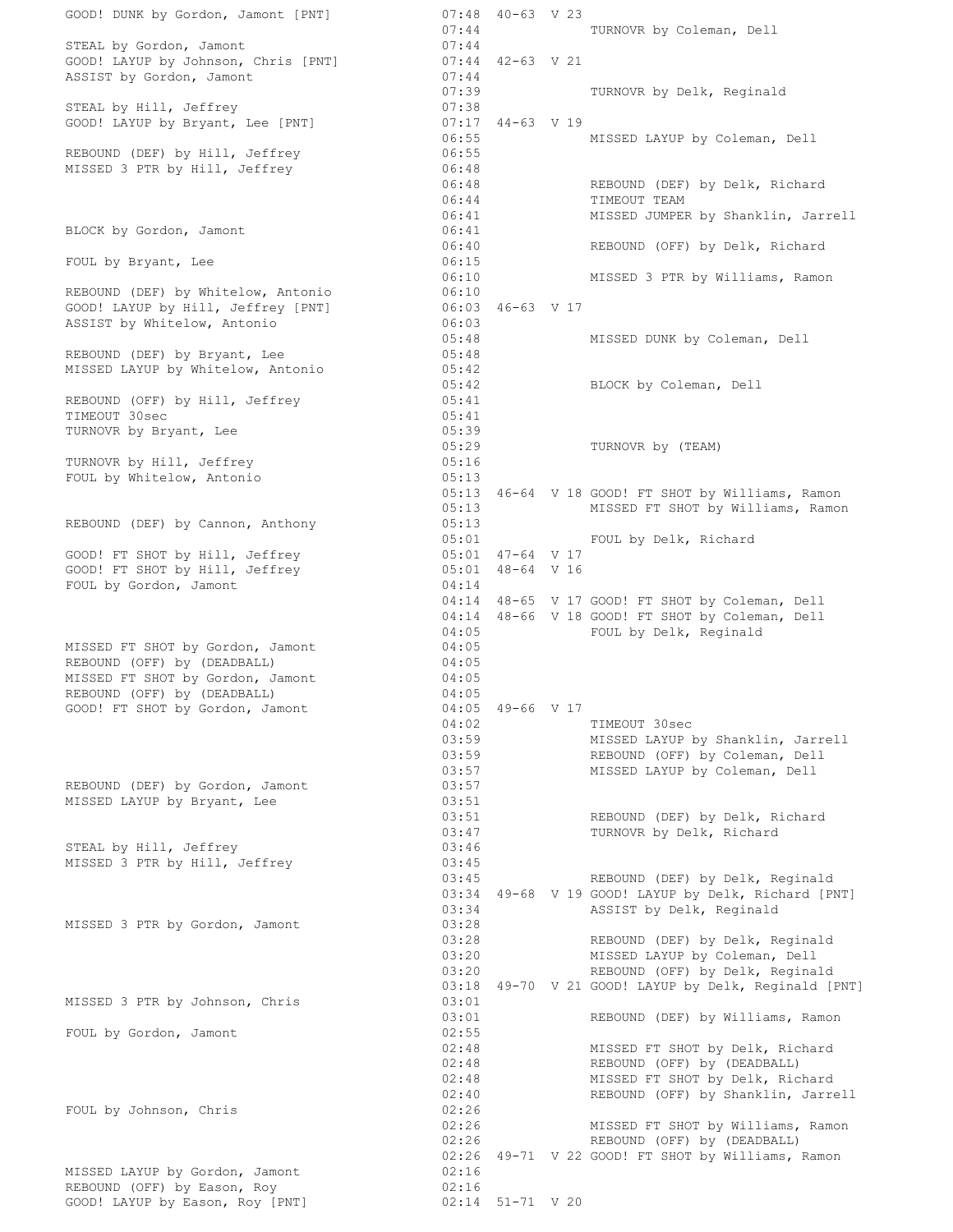```
GOOD! DUNK by Gordon, Jamont [PNT]          07:48  40-63  V 23
                                            07:44              TURNOVR by Coleman, Dell
STEAL by Gordon, Jamont                     07:44
GOOD! LAYUP by Johnson, Chris [PNT]         07:44  42-63  V 21
ASSIST by Gordon, Jamont                    07:44
                                            07:39              TURNOVR by Delk, Reginald
STEAL by Hill, Jeffrey                      07:38
GOOD! LAYUP by Bryant, Lee [PNT]            07:17  44-63  V 19
                                            06:55              MISSED LAYUP by Coleman, Dell
REBOUND (DEF) by Hill, Jeffrey              06:55
MISSED 3 PTR by Hill, Jeffrey               06:48
                                            06:48              REBOUND (DEF) by Delk, Richard
                                            06:44              TIMEOUT TEAM
                                            06:41              MISSED JUMPER by Shanklin, Jarrell
BLOCK by Gordon, Jamont                     06:41
                                            06:40              REBOUND (OFF) by Delk, Richard
FOUL by Bryant, Lee                         06:15
                                            06:10              MISSED 3 PTR by Williams, Ramon
REBOUND (DEF) by Whitelow, Antonio          06:10
GOOD! LAYUP by Hill, Jeffrey [PNT]          06:03  46-63  V 17
ASSIST by Whitelow, Antonio                 06:03
                                            05:48              MISSED DUNK by Coleman, Dell
REBOUND (DEF) by Bryant, Lee                05:48
MISSED LAYUP by Whitelow, Antonio           05:42
                                            05:42              BLOCK by Coleman, Dell
REBOUND (OFF) by Hill, Jeffrey              05:41
TIMEOUT 30sec                               05:41
TURNOVR by Bryant, Lee                      05:39
                                            05:29              TURNOVR by (TEAM)
TURNOVR by Hill, Jeffrey                    05:16
FOUL by Whitelow, Antonio                   05:13
                                            05:13  46-64  V 18 GOOD! FT SHOT by Williams, Ramon
                                            05:13              MISSED FT SHOT by Williams, Ramon
REBOUND (DEF) by Cannon, Anthony            05:13
                                            05:01              FOUL by Delk, Richard
GOOD! FT SHOT by Hill, Jeffrey              05:01  47-64  V 17
GOOD! FT SHOT by Hill, Jeffrey              05:01  48-64  V 16
FOUL by Gordon, Jamont                      04:14
                                            04:14  48-65  V 17 GOOD! FT SHOT by Coleman, Dell
                                            04:14  48-66  V 18 GOOD! FT SHOT by Coleman, Dell
                                            04:05              FOUL by Delk, Reginald
MISSED FT SHOT by Gordon, Jamont            04:05
REBOUND (OFF) by (DEADBALL)                 04:05
MISSED FT SHOT by Gordon, Jamont            04:05
REBOUND (OFF) by (DEADBALL)                 04:05
GOOD! FT SHOT by Gordon, Jamont             04:05  49-66  V 17
                                            04:02              TIMEOUT 30sec
                                            03:59              MISSED LAYUP by Shanklin, Jarrell
                                            03:59              REBOUND (OFF) by Coleman, Dell
                                            03:57              MISSED LAYUP by Coleman, Dell
REBOUND (DEF) by Gordon, Jamont             03:57
MISSED LAYUP by Bryant, Lee                 03:51
                                            03:51              REBOUND (DEF) by Delk, Richard
                                            03:47              TURNOVR by Delk, Richard
STEAL by Hill, Jeffrey                      03:46
MISSED 3 PTR by Hill, Jeffrey               03:45
                                            03:45              REBOUND (DEF) by Delk, Reginald
                                            03:34  49-68  V 19 GOOD! LAYUP by Delk, Richard [PNT]
                                            03:34              ASSIST by Delk, Reginald
MISSED 3 PTR by Gordon, Jamont              03:28
                                            03:28              REBOUND (DEF) by Delk, Reginald
                                            03:20              MISSED LAYUP by Coleman, Dell
                                            03:20              REBOUND (OFF) by Delk, Reginald
                                            03:18  49-70  V 21 GOOD! LAYUP by Delk, Reginald [PNT]
MISSED 3 PTR by Johnson, Chris              03:01
                                            03:01              REBOUND (DEF) by Williams, Ramon
FOUL by Gordon, Jamont                      02:55
                                            02:48              MISSED FT SHOT by Delk, Richard
                                            02:48              REBOUND (OFF) by (DEADBALL)
                                            02:48              MISSED FT SHOT by Delk, Richard
                                            02:40              REBOUND (OFF) by Shanklin, Jarrell
FOUL by Johnson, Chris                      02:26
                                            02:26              MISSED FT SHOT by Williams, Ramon
                                            02:26              REBOUND (OFF) by (DEADBALL)
                                            02:26  49-71  V 22 GOOD! FT SHOT by Williams, Ramon
MISSED LAYUP by Gordon, Jamont              02:16
REBOUND (OFF) by Eason, Roy                 02:16
GOOD! LAYUP by Eason, Roy [PNT]             02:14  51-71  V 20
```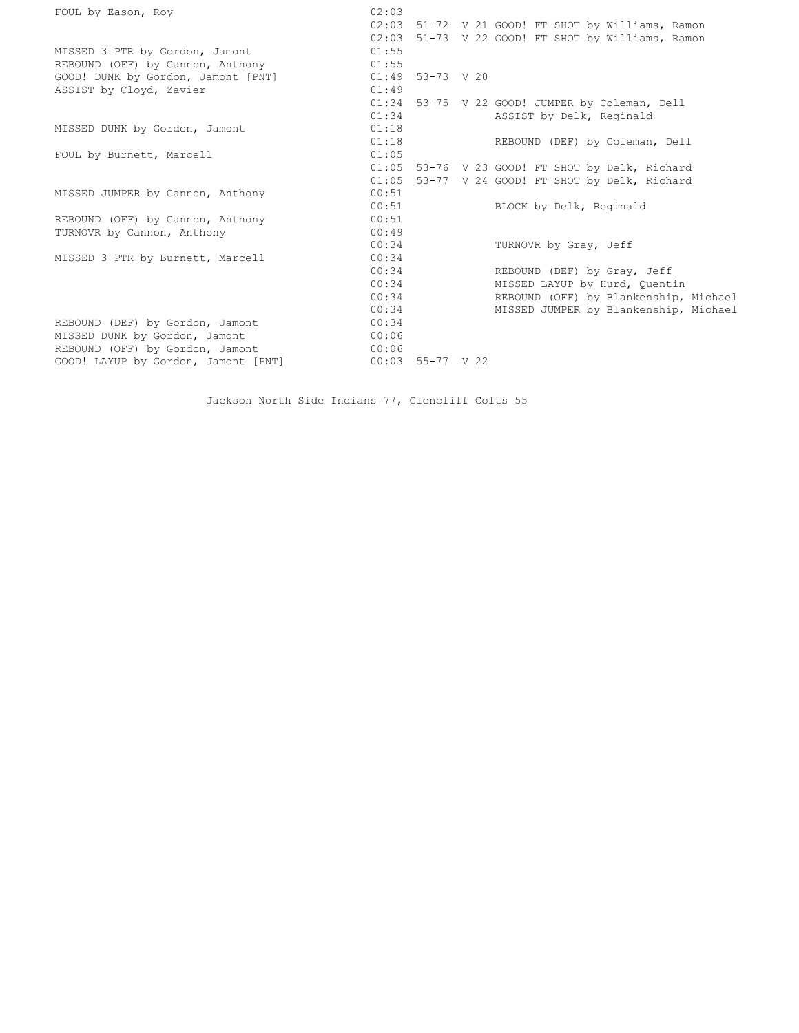| Home | Time | Score | Margin | Visitor |
|---|---|---|---|---|
| FOUL by Eason, Roy | 02:03 | | | |
| | 02:03 | 51-72 | V 21 | GOOD! FT SHOT by Williams, Ramon |
| | 02:03 | 51-73 | V 22 | GOOD! FT SHOT by Williams, Ramon |
| MISSED 3 PTR by Gordon, Jamont | 01:55 | | | |
| REBOUND (OFF) by Cannon, Anthony | 01:55 | | | |
| GOOD! DUNK by Gordon, Jamont [PNT] | 01:49 | 53-73 | V 20 | |
| ASSIST by Cloyd, Zavier | 01:49 | | | |
| | 01:34 | 53-75 | V 22 | GOOD! JUMPER by Coleman, Dell |
| | 01:34 | | | ASSIST by Delk, Reginald |
| MISSED DUNK by Gordon, Jamont | 01:18 | | | |
| | 01:18 | | | REBOUND (DEF) by Coleman, Dell |
| FOUL by Burnett, Marcell | 01:05 | | | |
| | 01:05 | 53-76 | V 23 | GOOD! FT SHOT by Delk, Richard |
| | 01:05 | 53-77 | V 24 | GOOD! FT SHOT by Delk, Richard |
| MISSED JUMPER by Cannon, Anthony | 00:51 | | | |
| | 00:51 | | | BLOCK by Delk, Reginald |
| REBOUND (OFF) by Cannon, Anthony | 00:51 | | | |
| TURNOVR by Cannon, Anthony | 00:49 | | | |
| | 00:34 | | | TURNOVR by Gray, Jeff |
| MISSED 3 PTR by Burnett, Marcell | 00:34 | | | |
| | 00:34 | | | REBOUND (DEF) by Gray, Jeff |
| | 00:34 | | | MISSED LAYUP by Hurd, Quentin |
| | 00:34 | | | REBOUND (OFF) by Blankenship, Michael |
| | 00:34 | | | MISSED JUMPER by Blankenship, Michael |
| REBOUND (DEF) by Gordon, Jamont | 00:34 | | | |
| MISSED DUNK by Gordon, Jamont | 00:06 | | | |
| REBOUND (OFF) by Gordon, Jamont | 00:06 | | | |
| GOOD! LAYUP by Gordon, Jamont [PNT] | 00:03 | 55-77 | V 22 | |

Jackson North Side Indians 77, Glencliff Colts 55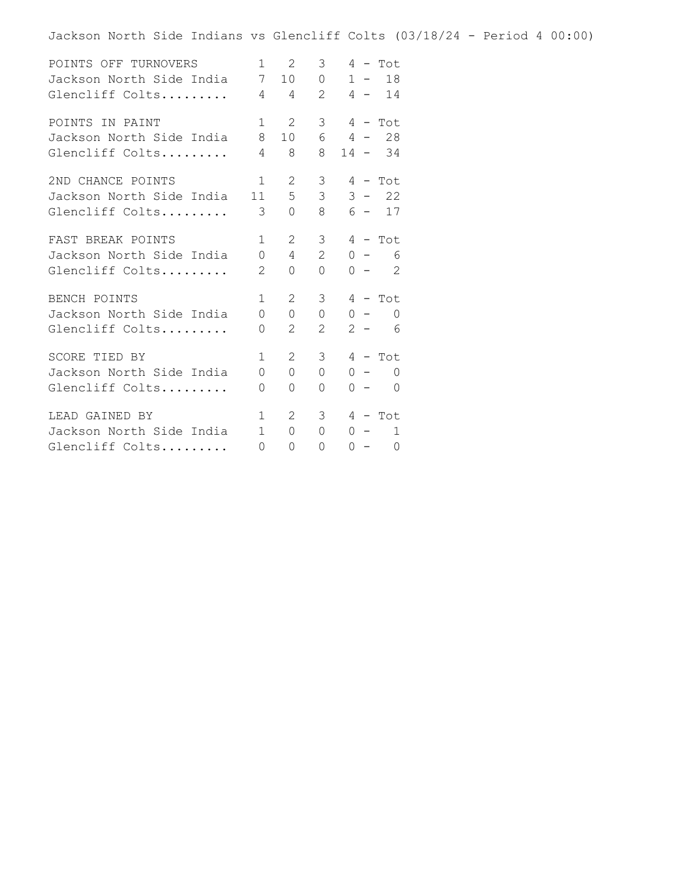Jackson North Side Indians vs Glencliff Colts (03/18/24 - Period 4 00:00)

| POINTS OFF TURNOVERS | 1 | 2 | 3 | 4 | Tot |
|---|---|---|---|---|---|
| Jackson North Side India | 7 | 10 | 0 | 1 | 18 |
| Glencliff Colts......... | 4 | 4 | 2 | 4 | 14 |

| POINTS IN PAINT | 1 | 2 | 3 | 4 | Tot |
|---|---|---|---|---|---|
| Jackson North Side India | 8 | 10 | 6 | 4 | 28 |
| Glencliff Colts......... | 4 | 8 | 8 | 14 | 34 |

| 2ND CHANCE POINTS | 1 | 2 | 3 | 4 | Tot |
|---|---|---|---|---|---|
| Jackson North Side India | 11 | 5 | 3 | 3 | 22 |
| Glencliff Colts......... | 3 | 0 | 8 | 6 | 17 |

| FAST BREAK POINTS | 1 | 2 | 3 | 4 | Tot |
|---|---|---|---|---|---|
| Jackson North Side India | 0 | 4 | 2 | 0 | 6 |
| Glencliff Colts......... | 2 | 0 | 0 | 0 | 2 |

| BENCH POINTS | 1 | 2 | 3 | 4 | Tot |
|---|---|---|---|---|---|
| Jackson North Side India | 0 | 0 | 0 | 0 | 0 |
| Glencliff Colts......... | 0 | 2 | 2 | 2 | 6 |

| SCORE TIED BY | 1 | 2 | 3 | 4 | Tot |
|---|---|---|---|---|---|
| Jackson North Side India | 0 | 0 | 0 | 0 | 0 |
| Glencliff Colts......... | 0 | 0 | 0 | 0 | 0 |

| LEAD GAINED BY | 1 | 2 | 3 | 4 | Tot |
|---|---|---|---|---|---|
| Jackson North Side India | 1 | 0 | 0 | 0 | 1 |
| Glencliff Colts......... | 0 | 0 | 0 | 0 | 0 |